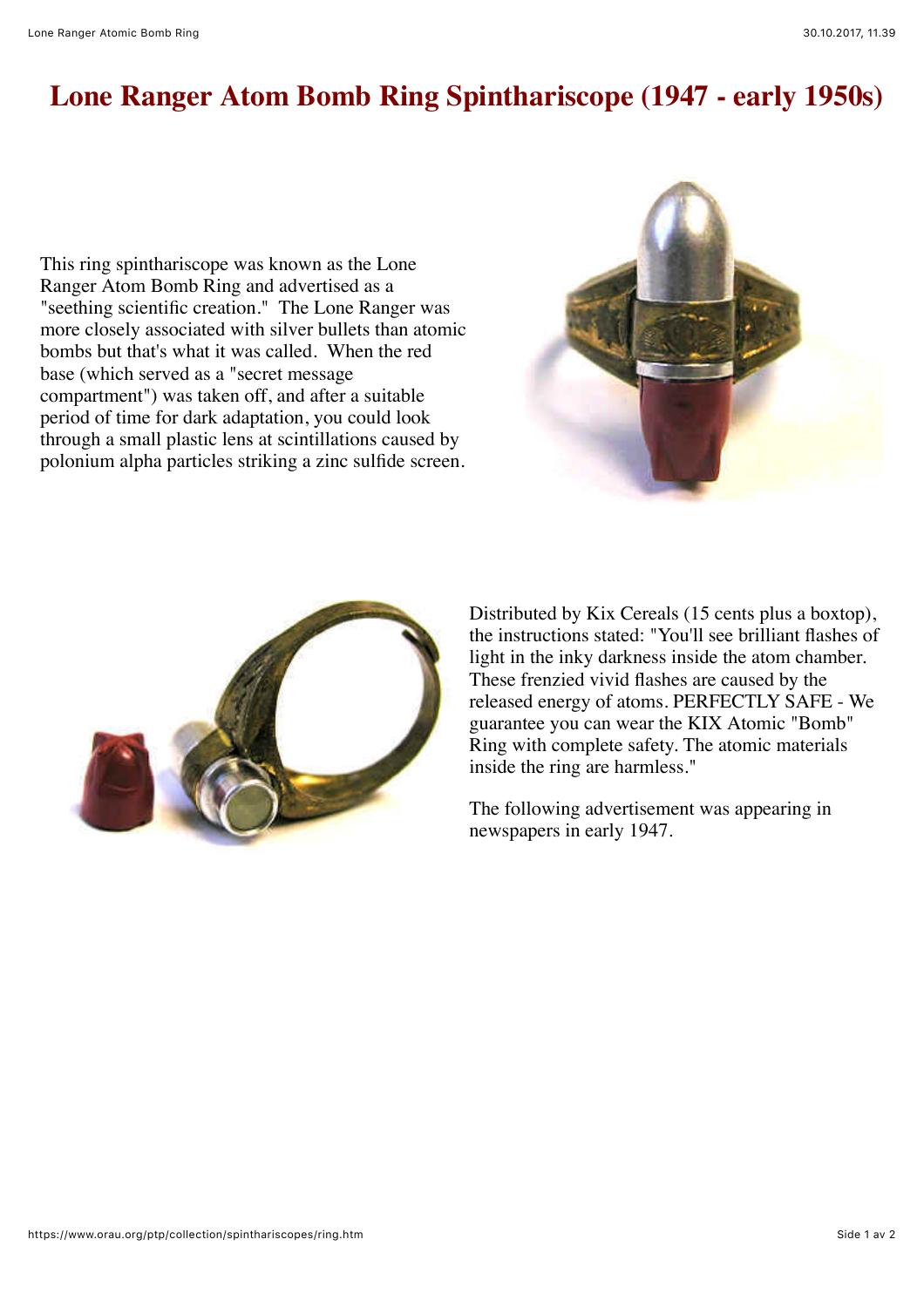# Lone Ranger Atom Bomb Ring Spinthariscope (1947 - early 1950s)

This ring spinthariscope was known as the Lone Ranger Atom Bomb Ring and advertised as a "seething scientific creation." The Lone Ranger was more closely associated with silver bullets than atomic bombs but that's what it was called. When the red base (which served as a "secret message compartment") was taken off, and after a suitable period of time for dark adaptation, you could look through a small plastic lens at scintillations caused by polonium alpha particles striking a zinc sulfide screen.

Distributed by Kix Cereals (15 cents plus a boxtop), the instructions stated: "You'll see brilliant flashes of light in the inky darkness inside the atom chamber. These frenzied vivid flashes are caused by the released energy of atoms. PERFECTLY SAFE - We guarantee you can wear the KIX Atomic "Bomb" Ring with complete safety. The atomic materials inside the ring are harmless."

The following advertisement was appearing in newspapers in early 1947.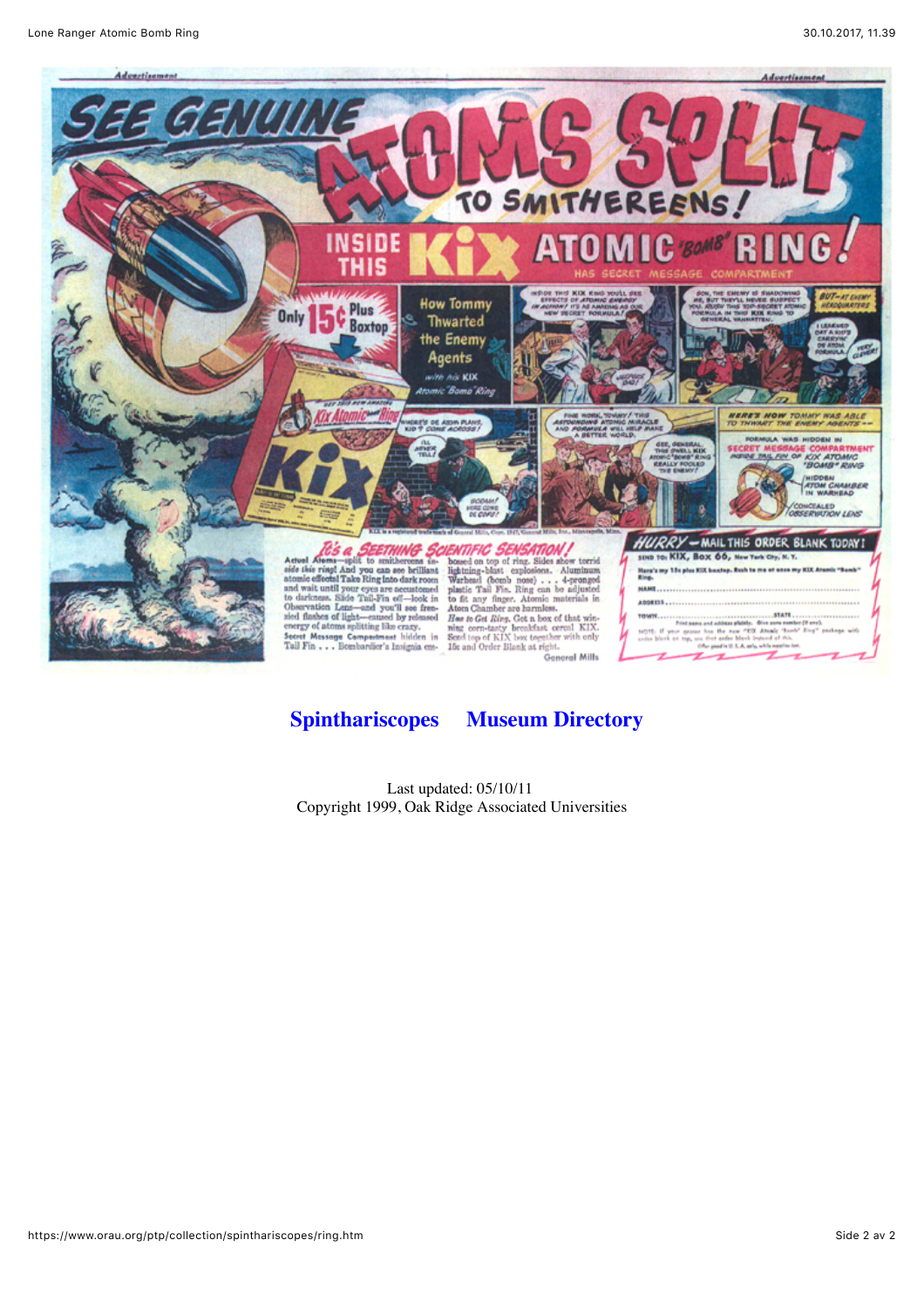Advertisement

# SEE GENUINE ATOMS SPLIT TO SMITHEREENS!

## INSIDE THIS KIX ATOMIC "BOMB" RING!

HAS SECRET MESSAGE COMPARTMENT

Only 15¢ Plus Boxtop

How Tommy Thwarted the Enemy Agents with this KIX Atomic Bomb Ring

KIX is a registered trade-mark of General Mills, Copr. 1947, General Mills, Inc., Minneapolis, Minn.

### It's a SEETHING SCIENTIFIC SENSATION!

Actual Atoms—split to smithereens inside this ring! And you can see brilliant atomic effects! Take Ring into dark room and wait until your eyes are accustomed to darkness. Slide Tail-Fin off—look in Observation Lens—and you'll see frenzied flashes of light—caused by released energy of atoms splitting like crazy. Secret Message Compartment hidden in Tail Fin . . . Bombardier's Insignia embossed on top of ring. Sides show torrid lightning-blast explosions. Aluminum Warhead (bomb nose) . . . 4-pronged plastic Tail Fin. Ring can be adjusted to fit any finger. Atomic materials in Atom Chamber are harmless.

*How to Get Ring.* Get a box of that winning corn-tasty breakfast cereal KIX. Send top of KIX box together with only 15¢ and Order Blank at right.

General Mills

### HURRY—MAIL THIS ORDER BLANK TODAY!

SEND TO: KIX, Box 66, New York City, N. Y.

Here's my 15¢ plus KIX boxtop. Rush to me at once my KIX Atomic "Bomb" Ring.

NAME...

ADDRESS...

TOWN... STATE...

Spinthariscopes Museum Directory

Last updated: 05/10/11
Copyright 1999, Oak Ridge Associated Universities